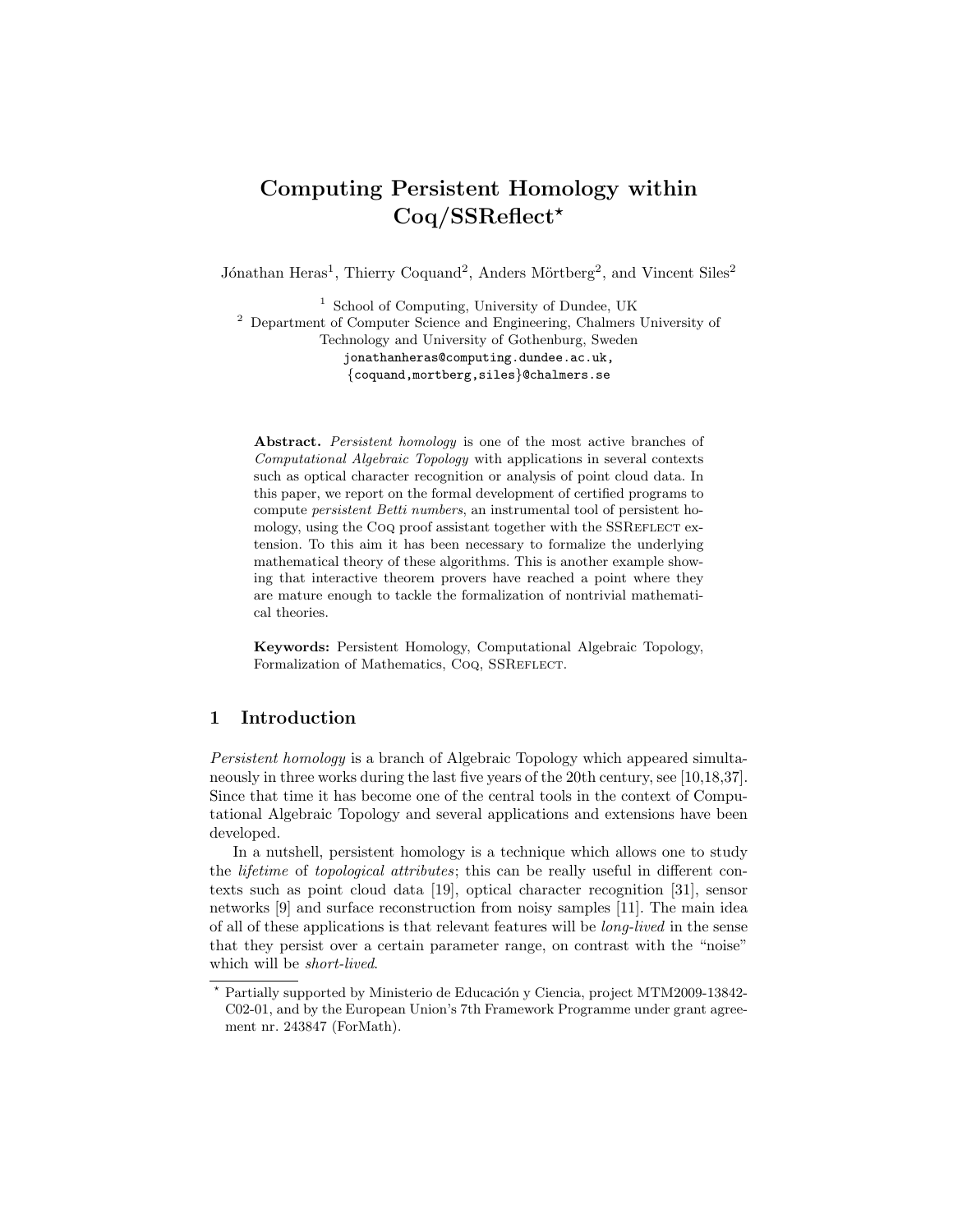# Computing Persistent Homology within Coq/SSReflect*

Jónathan Heras[1], Thierry Coquand[2], Anders Mörtberg[2], and Vincent Siles[2]

[1] School of Computing, University of Dundee, UK
[2] Department of Computer Science and Engineering, Chalmers University of Technology and University of Gothenburg, Sweden
jonathanheras@computing.dundee.ac.uk,
{coquand,mortberg,siles}@chalmers.se

**Abstract.** *Persistent homology* is one of the most active branches of *Computational Algebraic Topology* with applications in several contexts such as optical character recognition or analysis of point cloud data. In this paper, we report on the formal development of certified programs to compute *persistent Betti numbers*, an instrumental tool of persistent homology, using the Coq proof assistant together with the SSReflect extension. To this aim it has been necessary to formalize the underlying mathematical theory of these algorithms. This is another example showing that interactive theorem provers have reached a point where they are mature enough to tackle the formalization of nontrivial mathematical theories.

**Keywords:** Persistent Homology, Computational Algebraic Topology, Formalization of Mathematics, Coq, SSReflect.

## 1 Introduction

*Persistent homology* is a branch of Algebraic Topology which appeared simultaneously in three works during the last five years of the 20th century, see [10,18,37]. Since that time it has become one of the central tools in the context of Computational Algebraic Topology and several applications and extensions have been developed.

In a nutshell, persistent homology is a technique which allows one to study the *lifetime* of *topological attributes*; this can be really useful in different contexts such as point cloud data [19], optical character recognition [31], sensor networks [9] and surface reconstruction from noisy samples [11]. The main idea of all of these applications is that relevant features will be *long-lived* in the sense that they persist over a certain parameter range, on contrast with the "noise" which will be *short-lived*.

* Partially supported by Ministerio de Educación y Ciencia, project MTM2009-13842-C02-01, and by the European Union's 7th Framework Programme under grant agreement nr. 243847 (ForMath).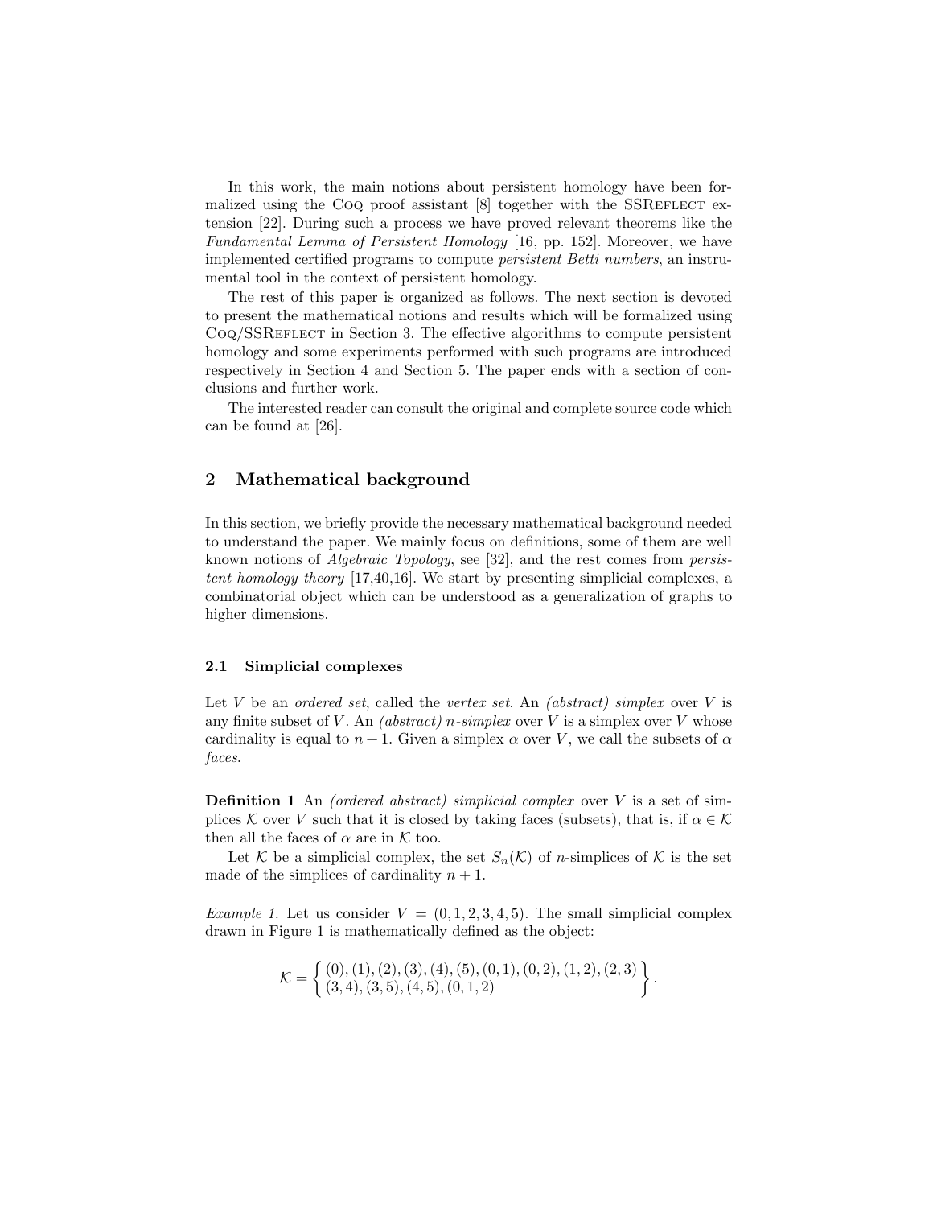In this work, the main notions about persistent homology have been formalized using the Coq proof assistant [8] together with the SSReflect extension [22]. During such a process we have proved relevant theorems like the *Fundamental Lemma of Persistent Homology* [16, pp. 152]. Moreover, we have implemented certified programs to compute *persistent Betti numbers*, an instrumental tool in the context of persistent homology.

The rest of this paper is organized as follows. The next section is devoted to present the mathematical notions and results which will be formalized using Coq/SSReflect in Section 3. The effective algorithms to compute persistent homology and some experiments performed with such programs are introduced respectively in Section 4 and Section 5. The paper ends with a section of conclusions and further work.

The interested reader can consult the original and complete source code which can be found at [26].

## 2 Mathematical background

In this section, we briefly provide the necessary mathematical background needed to understand the paper. We mainly focus on definitions, some of them are well known notions of *Algebraic Topology*, see [32], and the rest comes from *persistent homology theory* [17,40,16]. We start by presenting simplicial complexes, a combinatorial object which can be understood as a generalization of graphs to higher dimensions.

### 2.1 Simplicial complexes

Let $V$ be an *ordered set*, called the *vertex set*. An *(abstract) simplex* over $V$ is any finite subset of $V$. An *(abstract) $n$-simplex* over $V$ is a simplex over $V$ whose cardinality is equal to $n+1$. Given a simplex $\alpha$ over $V$, we call the subsets of $\alpha$ *faces*.

**Definition 1** An *(ordered abstract) simplicial complex* over $V$ is a set of simplices $\mathcal{K}$ over $V$ such that it is closed by taking faces (subsets), that is, if $\alpha \in \mathcal{K}$ then all the faces of $\alpha$ are in $\mathcal{K}$ too.

Let $\mathcal{K}$ be a simplicial complex, the set $S_n(\mathcal{K})$ of $n$-simplices of $\mathcal{K}$ is the set made of the simplices of cardinality $n+1$.

*Example 1.* Let us consider $V = (0,1,2,3,4,5)$. The small simplicial complex drawn in Figure 1 is mathematically defined as the object:

$$\mathcal{K} = \left\{ \begin{array}{l} (0),(1),(2),(3),(4),(5),(0,1),(0,2),(1,2),(2,3) \\ (3,4),(3,5),(4,5),(0,1,2) \end{array} \right\}.$$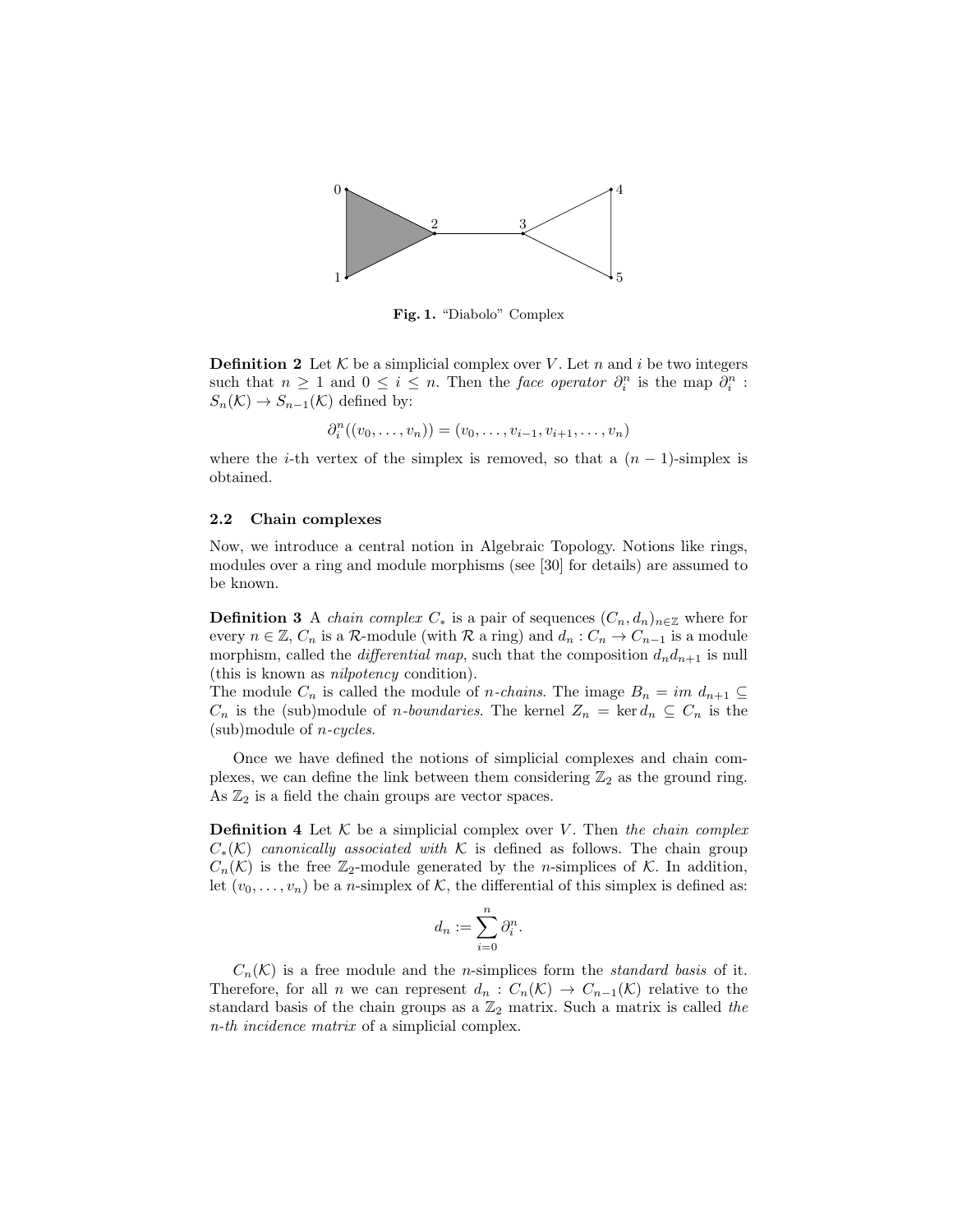Fig. 1. “Diabolo” Complex

**Definition 2** Let $\mathcal{K}$ be a simplicial complex over $V$. Let $n$ and $i$ be two integers such that $n \geq 1$ and $0 \leq i \leq n$. Then the *face operator* $\partial_i^n$ is the map $\partial_i^n : S_n(\mathcal{K}) \to S_{n-1}(\mathcal{K})$ defined by:

$$\partial_i^n((v_0, \ldots, v_n)) = (v_0, \ldots, v_{i-1}, v_{i+1}, \ldots, v_n)$$

where the $i$-th vertex of the simplex is removed, so that a $(n-1)$-simplex is obtained.

### 2.2 Chain complexes

Now, we introduce a central notion in Algebraic Topology. Notions like rings, modules over a ring and module morphisms (see [30] for details) are assumed to be known.

**Definition 3** A *chain complex* $C_*$ is a pair of sequences $(C_n, d_n)_{n\in\mathbb{Z}}$ where for every $n \in \mathbb{Z}$, $C_n$ is a $\mathcal{R}$-module (with $\mathcal{R}$ a ring) and $d_n : C_n \to C_{n-1}$ is a module morphism, called the *differential map*, such that the composition $d_n d_{n+1}$ is null (this is known as *nilpotency* condition).
The module $C_n$ is called the module of *n-chains*. The image $B_n = im\ d_{n+1} \subseteq C_n$ is the (sub)module of *n-boundaries*. The kernel $Z_n = \ker d_n \subseteq C_n$ is the (sub)module of *n-cycles*.

Once we have defined the notions of simplicial complexes and chain complexes, we can define the link between them considering $\mathbb{Z}_2$ as the ground ring. As $\mathbb{Z}_2$ is a field the chain groups are vector spaces.

**Definition 4** Let $\mathcal{K}$ be a simplicial complex over $V$. Then *the chain complex* $C_*(\mathcal{K})$ *canonically associated with* $\mathcal{K}$ is defined as follows. The chain group $C_n(\mathcal{K})$ is the free $\mathbb{Z}_2$-module generated by the $n$-simplices of $\mathcal{K}$. In addition, let $(v_0, \ldots, v_n)$ be a $n$-simplex of $\mathcal{K}$, the differential of this simplex is defined as:

$$d_n := \sum_{i=0}^{n} \partial_i^n.$$

$C_n(\mathcal{K})$ is a free module and the $n$-simplices form the *standard basis* of it. Therefore, for all $n$ we can represent $d_n : C_n(\mathcal{K}) \to C_{n-1}(\mathcal{K})$ relative to the standard basis of the chain groups as a $\mathbb{Z}_2$ matrix. Such a matrix is called *the n-th incidence matrix* of a simplicial complex.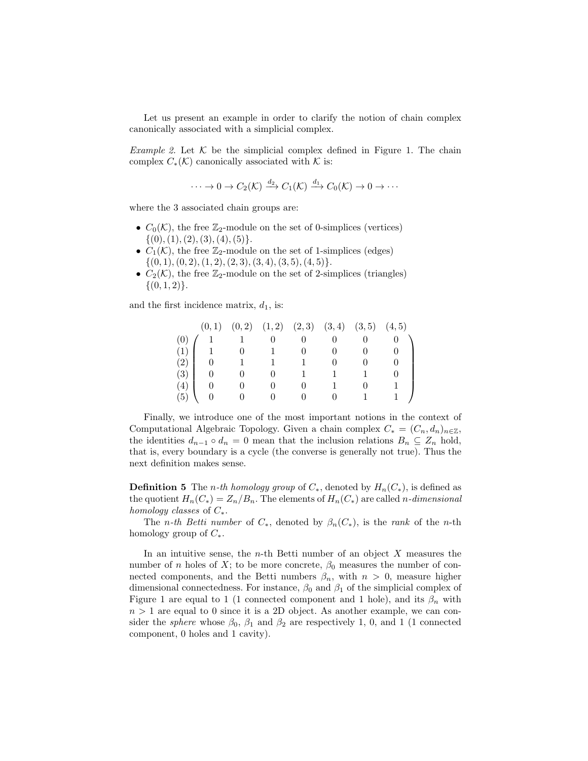Let us present an example in order to clarify the notion of chain complex canonically associated with a simplicial complex.

*Example 2.* Let $\mathcal{K}$ be the simplicial complex defined in Figure 1. The chain complex $C_*(\mathcal{K})$ canonically associated with $\mathcal{K}$ is:

$$\cdots \to 0 \to C_2(\mathcal{K}) \xrightarrow{d_2} C_1(\mathcal{K}) \xrightarrow{d_1} C_0(\mathcal{K}) \to 0 \to \cdots$$

where the 3 associated chain groups are:

- $C_0(\mathcal{K})$, the free $\mathbb{Z}_2$-module on the set of 0-simplices (vertices) $\{(0),(1),(2),(3),(4),(5)\}$.
- $C_1(\mathcal{K})$, the free $\mathbb{Z}_2$-module on the set of 1-simplices (edges) $\{(0,1),(0,2),(1,2),(2,3),(3,4),(3,5),(4,5)\}$.
- $C_2(\mathcal{K})$, the free $\mathbb{Z}_2$-module on the set of 2-simplices (triangles) $\{(0,1,2)\}$.

and the first incidence matrix, $d_1$, is:

$$\begin{array}{c} \\ (0) \\ (1) \\ (2) \\ (3) \\ (4) \\ (5) \end{array}
\begin{array}{c}
\begin{array}{ccccccc} (0,1) & (0,2) & (1,2) & (2,3) & (3,4) & (3,5) & (4,5) \end{array} \\
\left(\begin{array}{ccccccc}
1 & 1 & 0 & 0 & 0 & 0 & 0 \\
1 & 0 & 1 & 0 & 0 & 0 & 0 \\
0 & 1 & 1 & 1 & 0 & 0 & 0 \\
0 & 0 & 0 & 1 & 1 & 1 & 0 \\
0 & 0 & 0 & 0 & 1 & 0 & 1 \\
0 & 0 & 0 & 0 & 0 & 1 & 1
\end{array}\right)
\end{array}$$

Finally, we introduce one of the most important notions in the context of Computational Algebraic Topology. Given a chain complex $C_* = (C_n, d_n)_{n\in\mathbb{Z}}$, the identities $d_{n-1} \circ d_n = 0$ mean that the inclusion relations $B_n \subseteq Z_n$ hold, that is, every boundary is a cycle (the converse is generally not true). Thus the next definition makes sense.

**Definition 5** The *n-th homology group* of $C_*$, denoted by $H_n(C_*)$, is defined as the quotient $H_n(C_*) = Z_n/B_n$. The elements of $H_n(C_*)$ are called *n-dimensional homology classes* of $C_*$.

The *n-th Betti number* of $C_*$, denoted by $\beta_n(C_*)$, is the *rank* of the $n$-th homology group of $C_*$.

In an intuitive sense, the $n$-th Betti number of an object $X$ measures the number of $n$ holes of $X$; to be more concrete, $\beta_0$ measures the number of connected components, and the Betti numbers $\beta_n$, with $n > 0$, measure higher dimensional connectedness. For instance, $\beta_0$ and $\beta_1$ of the simplicial complex of Figure 1 are equal to 1 (1 connected component and 1 hole), and its $\beta_n$ with $n > 1$ are equal to 0 since it is a 2D object. As another example, we can consider the *sphere* whose $\beta_0$, $\beta_1$ and $\beta_2$ are respectively 1, 0, and 1 (1 connected component, 0 holes and 1 cavity).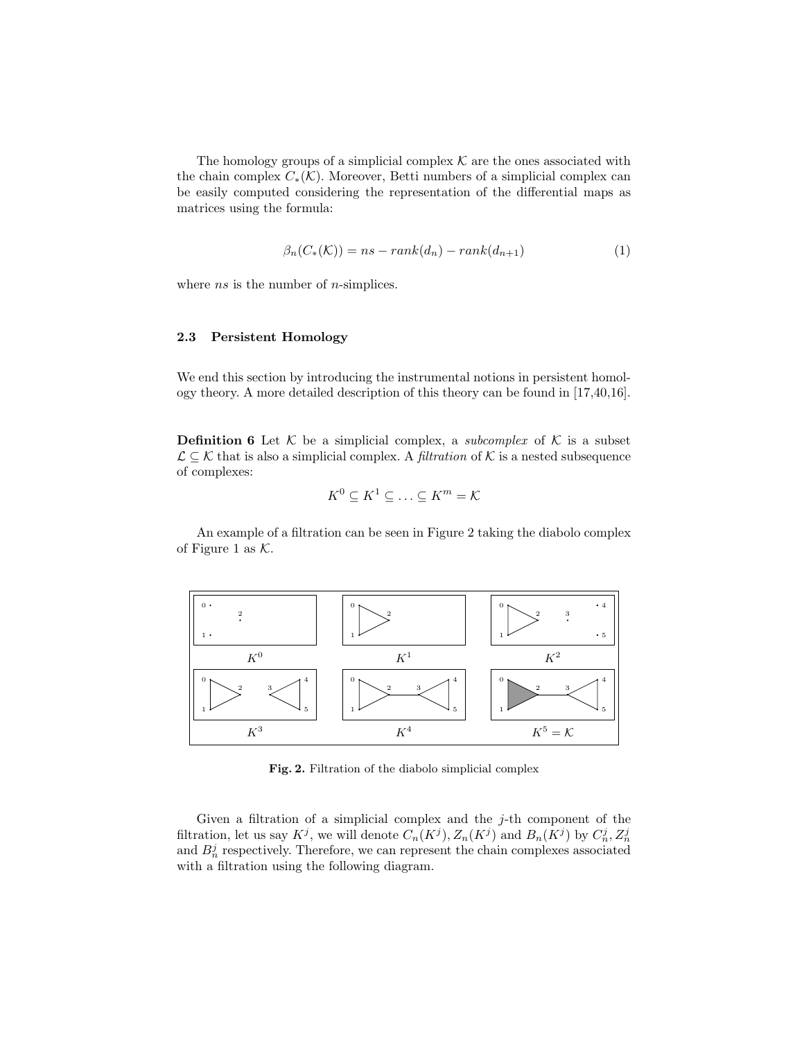The homology groups of a simplicial complex $\mathcal{K}$ are the ones associated with the chain complex $C_*(\mathcal{K})$. Moreover, Betti numbers of a simplicial complex can be easily computed considering the representation of the differential maps as matrices using the formula:

$$\beta_n(C_*(\mathcal{K})) = ns - rank(d_n) - rank(d_{n+1}) \tag{1}$$

where $ns$ is the number of $n$-simplices.

### 2.3 Persistent Homology

We end this section by introducing the instrumental notions in persistent homology theory. A more detailed description of this theory can be found in [17,40,16].

**Definition 6** Let $\mathcal{K}$ be a simplicial complex, a *subcomplex* of $\mathcal{K}$ is a subset $\mathcal{L} \subseteq \mathcal{K}$ that is also a simplicial complex. A *filtration* of $\mathcal{K}$ is a nested subsequence of complexes:

$$K^0 \subseteq K^1 \subseteq \ldots \subseteq K^m = \mathcal{K}$$

An example of a filtration can be seen in Figure 2 taking the diabolo complex of Figure 1 as $\mathcal{K}$.

**Fig. 2.** Filtration of the diabolo simplicial complex

Given a filtration of a simplicial complex and the $j$-th component of the filtration, let us say $K^j$, we will denote $C_n(K^j), Z_n(K^j)$ and $B_n(K^j)$ by $C_n^j, Z_n^j$ and $B_n^j$ respectively. Therefore, we can represent the chain complexes associated with a filtration using the following diagram.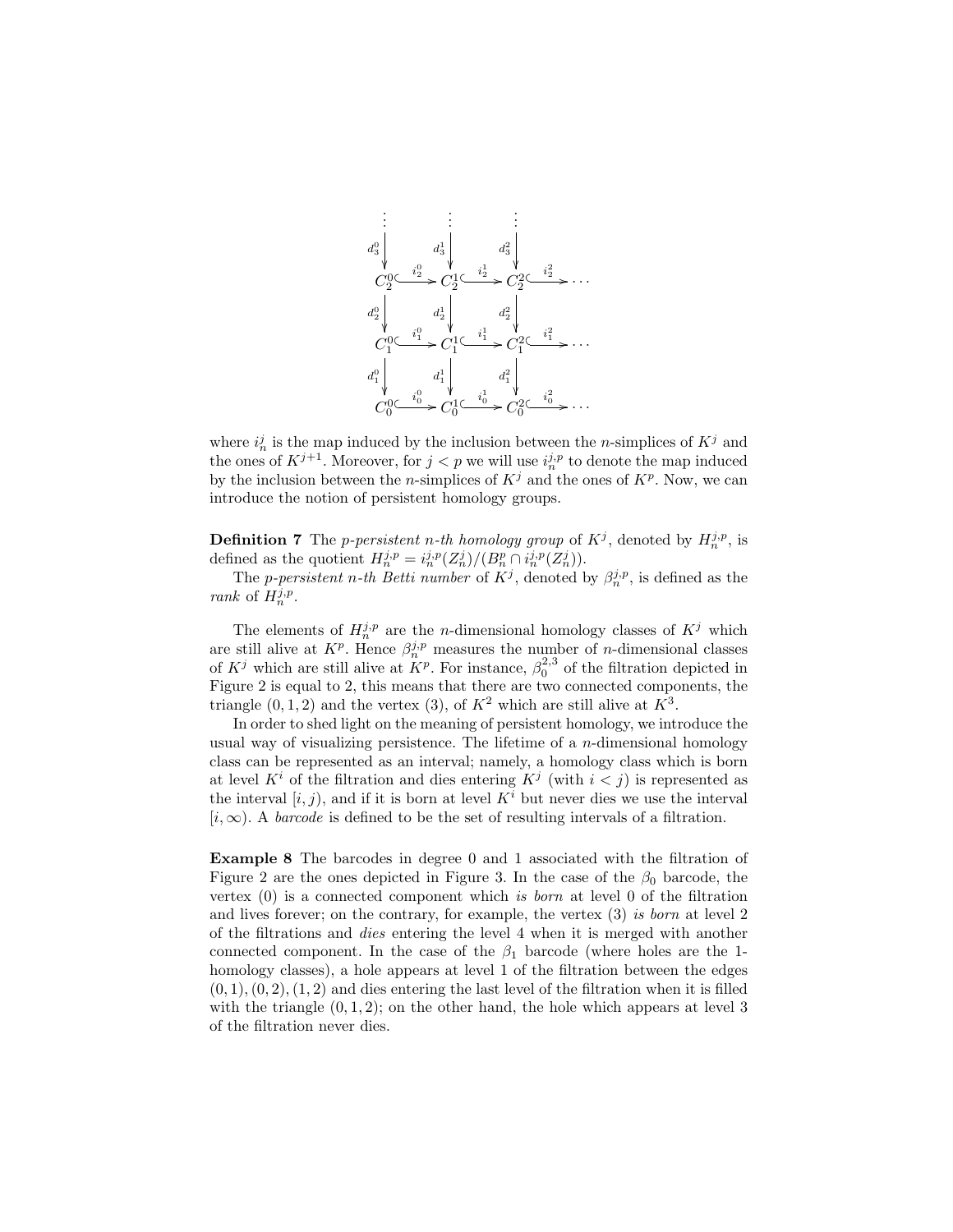$$
\begin{array}{ccccccc}
\vdots & & \vdots & & \vdots & & \\
\downarrow d_3^0 & & \downarrow d_3^1 & & \downarrow d_3^2 & & \\
C_2^0 & \xhookrightarrow{i_2^0} & C_2^1 & \xhookrightarrow{i_2^1} & C_2^2 & \xhookrightarrow{i_2^2} & \cdots \\
\downarrow d_2^0 & & \downarrow d_2^1 & & \downarrow d_2^2 & & \\
C_1^0 & \xhookrightarrow{i_1^0} & C_1^1 & \xhookrightarrow{i_1^1} & C_1^2 & \xhookrightarrow{i_1^2} & \cdots \\
\downarrow d_1^0 & & \downarrow d_1^1 & & \downarrow d_1^2 & & \\
C_0^0 & \xhookrightarrow{i_0^0} & C_0^1 & \xhookrightarrow{i_0^1} & C_0^2 & \xhookrightarrow{i_0^2} & \cdots
\end{array}
$$

where $i_n^j$ is the map induced by the inclusion between the $n$-simplices of $K^j$ and the ones of $K^{j+1}$. Moreover, for $j < p$ we will use $i_n^{j,p}$ to denote the map induced by the inclusion between the $n$-simplices of $K^j$ and the ones of $K^p$. Now, we can introduce the notion of persistent homology groups.

**Definition 7** The *p-persistent n-th homology group* of $K^j$, denoted by $H_n^{j,p}$, is defined as the quotient $H_n^{j,p} = i_n^{j,p}(Z_n^j)/(B_n^p \cap i_n^{j,p}(Z_n^j))$.

The *p-persistent n-th Betti number* of $K^j$, denoted by $\beta_n^{j,p}$, is defined as the *rank* of $H_n^{j,p}$.

The elements of $H_n^{j,p}$ are the $n$-dimensional homology classes of $K^j$ which are still alive at $K^p$. Hence $\beta_n^{j,p}$ measures the number of $n$-dimensional classes of $K^j$ which are still alive at $K^p$. For instance, $\beta_0^{2,3}$ of the filtration depicted in Figure 2 is equal to 2, this means that there are two connected components, the triangle $(0, 1, 2)$ and the vertex $(3)$, of $K^2$ which are still alive at $K^3$.

In order to shed light on the meaning of persistent homology, we introduce the usual way of visualizing persistence. The lifetime of a $n$-dimensional homology class can be represented as an interval; namely, a homology class which is born at level $K^i$ of the filtration and dies entering $K^j$ (with $i < j$) is represented as the interval $[i, j)$, and if it is born at level $K^i$ but never dies we use the interval $[i, \infty)$. A *barcode* is defined to be the set of resulting intervals of a filtration.

**Example 8** The barcodes in degree 0 and 1 associated with the filtration of Figure 2 are the ones depicted in Figure 3. In the case of the $\beta_0$ barcode, the vertex $(0)$ is a connected component which *is born* at level 0 of the filtration and lives forever; on the contrary, for example, the vertex $(3)$ *is born* at level 2 of the filtrations and *dies* entering the level 4 when it is merged with another connected component. In the case of the $\beta_1$ barcode (where holes are the 1-homology classes), a hole appears at level 1 of the filtration between the edges $(0, 1), (0, 2), (1, 2)$ and dies entering the last level of the filtration when it is filled with the triangle $(0, 1, 2)$; on the other hand, the hole which appears at level 3 of the filtration never dies.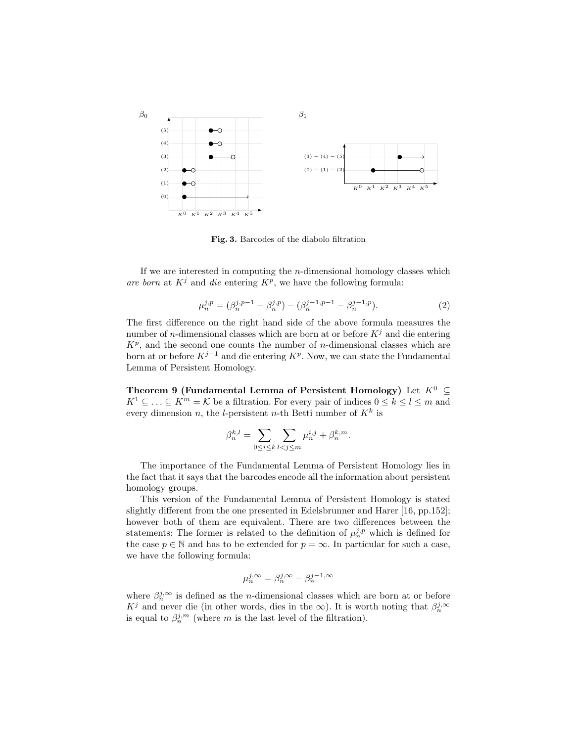**Fig. 3.** Barcodes of the diabolo filtration

If we are interested in computing the $n$-dimensional homology classes which *are born* at $K^j$ and *die* entering $K^p$, we have the following formula:

$$\mu_n^{j,p} = (\beta_n^{j,p-1} - \beta_n^{j,p}) - (\beta_n^{j-1,p-1} - \beta_n^{j-1,p}). \tag{2}$$

The first difference on the right hand side of the above formula measures the number of $n$-dimensional classes which are born at or before $K^j$ and die entering $K^p$, and the second one counts the number of $n$-dimensional classes which are born at or before $K^{j-1}$ and die entering $K^p$. Now, we can state the Fundamental Lemma of Persistent Homology.

**Theorem 9 (Fundamental Lemma of Persistent Homology)** Let $K^0 \subseteq K^1 \subseteq \ldots \subseteq K^m = \mathcal{K}$ be a filtration. For every pair of indices $0 \leq k \leq l \leq m$ and every dimension $n$, the $l$-persistent $n$-th Betti number of $K^k$ is

$$\beta_n^{k,l} = \sum_{0 \leq i \leq k} \sum_{l < j \leq m} \mu_n^{i,j} + \beta_n^{k,m}.$$

The importance of the Fundamental Lemma of Persistent Homology lies in the fact that it says that the barcodes encode all the information about persistent homology groups.

This version of the Fundamental Lemma of Persistent Homology is stated slightly different from the one presented in Edelsbrunner and Harer [16, pp.152]; however both of them are equivalent. There are two differences between the statements: The former is related to the definition of $\mu_n^{j,p}$ which is defined for the case $p \in \mathbb{N}$ and has to be extended for $p = \infty$. In particular for such a case, we have the following formula:

$$\mu_n^{j,\infty} = \beta_n^{j,\infty} - \beta_n^{j-1,\infty}$$

where $\beta_n^{j,\infty}$ is defined as the $n$-dimensional classes which are born at or before $K^j$ and never die (in other words, dies in the $\infty$). It is worth noting that $\beta_n^{j,\infty}$ is equal to $\beta_n^{j,m}$ (where $m$ is the last level of the filtration).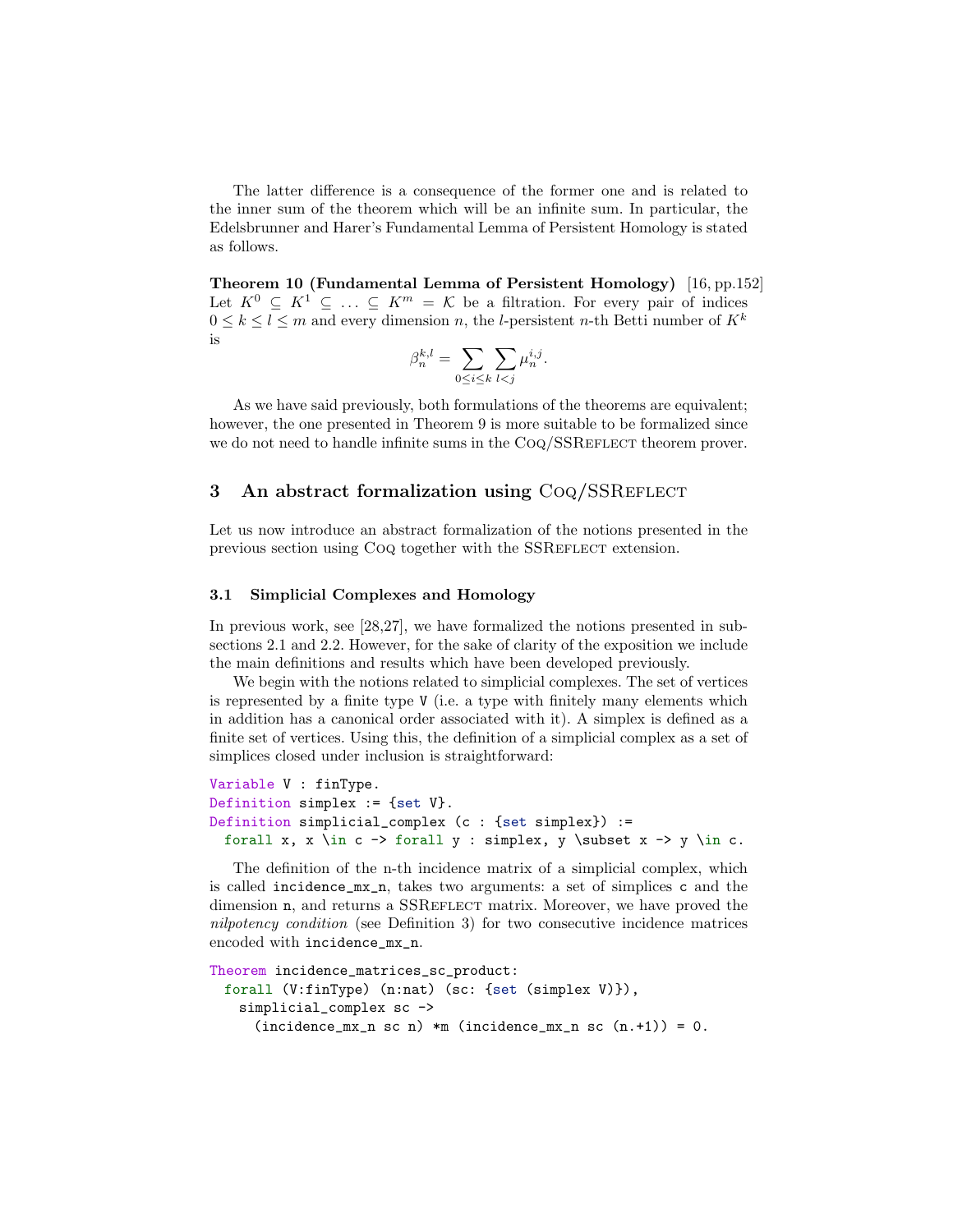The latter difference is a consequence of the former one and is related to the inner sum of the theorem which will be an infinite sum. In particular, the Edelsbrunner and Harer's Fundamental Lemma of Persistent Homology is stated as follows.

**Theorem 10 (Fundamental Lemma of Persistent Homology)** [16, pp.152] Let $K^0 \subseteq K^1 \subseteq \ldots \subseteq K^m = \mathcal{K}$ be a filtration. For every pair of indices $0 \leq k \leq l \leq m$ and every dimension $n$, the $l$-persistent $n$-th Betti number of $K^k$ is

$$\beta_n^{k,l} = \sum_{0 \leq i \leq k} \sum_{l < j} \mu_n^{i,j}.$$

As we have said previously, both formulations of the theorems are equivalent; however, the one presented in Theorem 9 is more suitable to be formalized since we do not need to handle infinite sums in the Coq/SSReflect theorem prover.

## 3 An abstract formalization using Coq/SSReflect

Let us now introduce an abstract formalization of the notions presented in the previous section using Coq together with the SSReflect extension.

### 3.1 Simplicial Complexes and Homology

In previous work, see [28,27], we have formalized the notions presented in subsections 2.1 and 2.2. However, for the sake of clarity of the exposition we include the main definitions and results which have been developed previously.

We begin with the notions related to simplicial complexes. The set of vertices is represented by a finite type `V` (i.e. a type with finitely many elements which in addition has a canonical order associated with it). A simplex is defined as a finite set of vertices. Using this, the definition of a simplicial complex as a set of simplices closed under inclusion is straightforward:

```
Variable V : finType.
Definition simplex := {set V}.
Definition simplicial_complex (c : {set simplex}) :=
  forall x, x \in c -> forall y : simplex, y \subset x -> y \in c.
```

The definition of the n-th incidence matrix of a simplicial complex, which is called `incidence_mx_n`, takes two arguments: a set of simplices `c` and the dimension `n`, and returns a SSReflect matrix. Moreover, we have proved the *nilpotency condition* (see Definition 3) for two consecutive incidence matrices encoded with `incidence_mx_n`.

```
Theorem incidence_matrices_sc_product:
  forall (V:finType) (n:nat) (sc: {set (simplex V)}),
    simplicial_complex sc ->
      (incidence_mx_n sc n) *m (incidence_mx_n sc (n.+1)) = 0.
```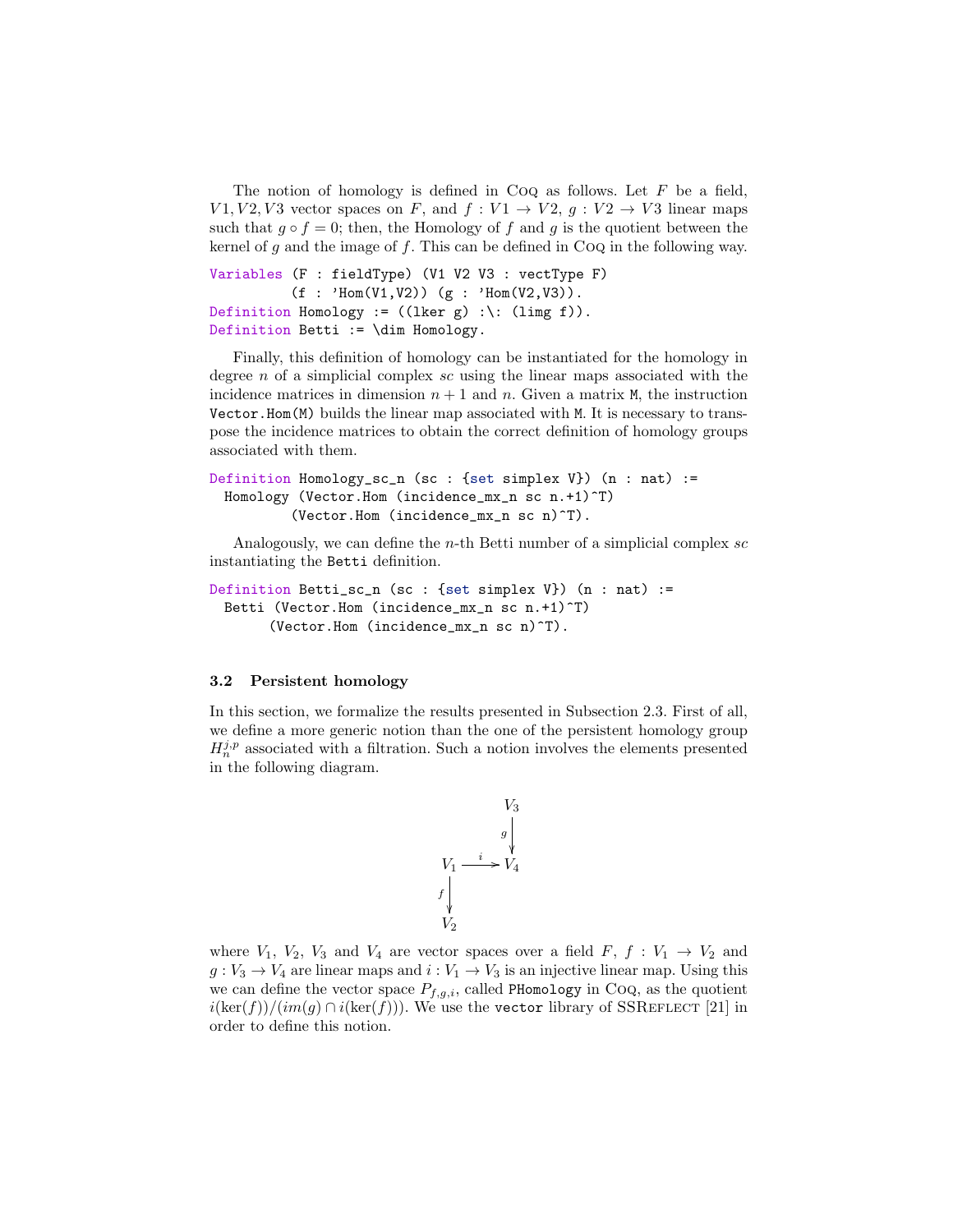The notion of homology is defined in Coq as follows. Let $F$ be a field, $V1, V2, V3$ vector spaces on $F$, and $f : V1 \to V2$, $g : V2 \to V3$ linear maps such that $g \circ f = 0$; then, the Homology of $f$ and $g$ is the quotient between the kernel of $g$ and the image of $f$. This can be defined in Coq in the following way.

```
Variables (F : fieldType) (V1 V2 V3 : vectType F)
          (f : 'Hom(V1,V2)) (g : 'Hom(V2,V3)).
Definition Homology := ((lker g) :\: (limg f)).
Definition Betti := \dim Homology.
```

Finally, this definition of homology can be instantiated for the homology in degree $n$ of a simplicial complex $sc$ using the linear maps associated with the incidence matrices in dimension $n+1$ and $n$. Given a matrix M, the instruction Vector.Hom(M) builds the linear map associated with M. It is necessary to transpose the incidence matrices to obtain the correct definition of homology groups associated with them.

```
Definition Homology_sc_n (sc : {set simplex V}) (n : nat) :=
  Homology (Vector.Hom (incidence_mx_n sc n.+1)^T)
           (Vector.Hom (incidence_mx_n sc n)^T).
```

Analogously, we can define the $n$-th Betti number of a simplicial complex $sc$ instantiating the Betti definition.

```
Definition Betti_sc_n (sc : {set simplex V}) (n : nat) :=
  Betti (Vector.Hom (incidence_mx_n sc n.+1)^T)
        (Vector.Hom (incidence_mx_n sc n)^T).
```

### 3.2 Persistent homology

In this section, we formalize the results presented in Subsection 2.3. First of all, we define a more generic notion than the one of the persistent homology group $H_n^{j,p}$ associated with a filtration. Such a notion involves the elements presented in the following diagram.

$$
\begin{array}{ccc}
 & & V_3 \\
 & & \downarrow g \\
V_1 & \xrightarrow{i} & V_4 \\
\downarrow f & & \\
V_2 & &
\end{array}
$$

where $V_1$, $V_2$, $V_3$ and $V_4$ are vector spaces over a field $F$, $f : V_1 \to V_2$ and $g : V_3 \to V_4$ are linear maps and $i : V_1 \to V_3$ is an injective linear map. Using this we can define the vector space $P_{f,g,i}$, called PHomology in Coq, as the quotient $i(\ker(f))/(im(g) \cap i(\ker(f)))$. We use the vector library of SSReflect [21] in order to define this notion.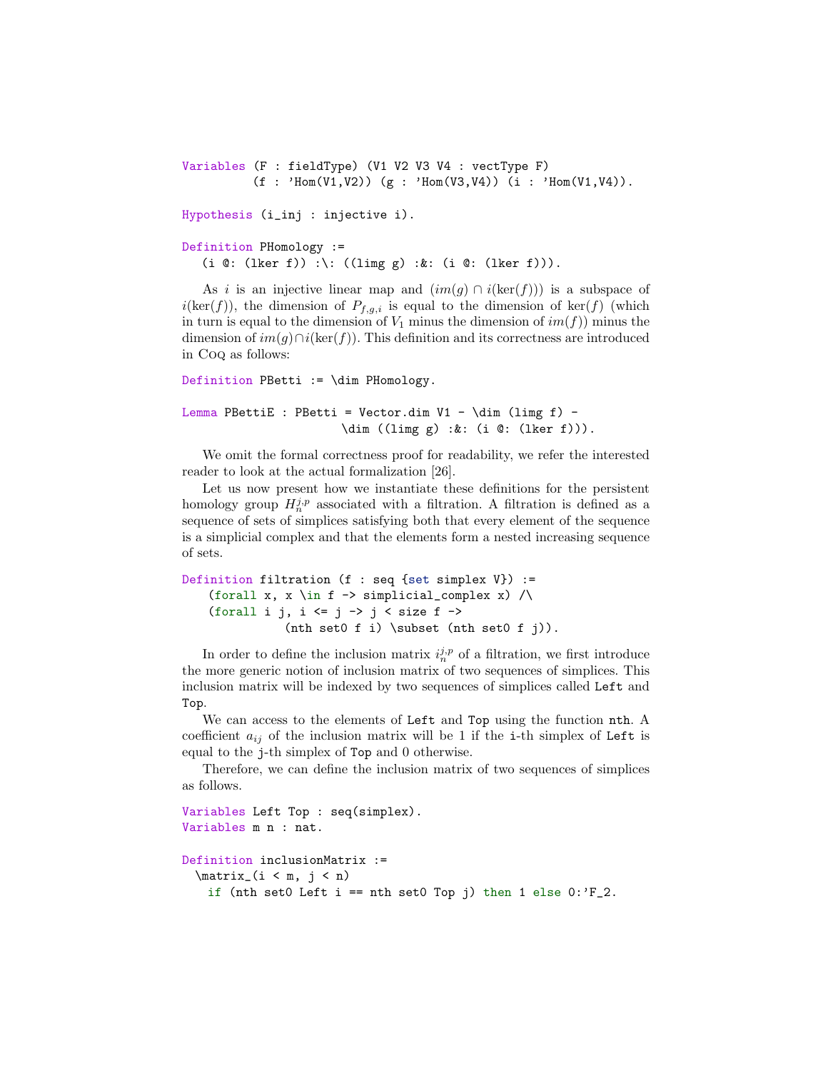```
Variables (F : fieldType) (V1 V2 V3 V4 : vectType F)
          (f : 'Hom(V1,V2)) (g : 'Hom(V3,V4)) (i : 'Hom(V1,V4)).

Hypothesis (i_inj : injective i).

Definition PHomology :=
   (i @: (lker f)) :\: ((limg g) :&: (i @: (lker f))).
```

As $i$ is an injective linear map and $(im(g) \cap i(\ker(f)))$ is a subspace of $i(\ker(f))$, the dimension of $P_{f,g,i}$ is equal to the dimension of $\ker(f)$ (which in turn is equal to the dimension of $V_1$ minus the dimension of $im(f)$) minus the dimension of $im(g) \cap i(\ker(f))$. This definition and its correctness are introduced in Coq as follows:

```
Definition PBetti := \dim PHomology.

Lemma PBettiE : PBetti = Vector.dim V1 - \dim (limg f) -
                        \dim ((limg g) :&: (i @: (lker f))).
```

We omit the formal correctness proof for readability, we refer the interested reader to look at the actual formalization [26].

Let us now present how we instantiate these definitions for the persistent homology group $H_n^{j,p}$ associated with a filtration. A filtration is defined as a sequence of sets of simplices satisfying both that every element of the sequence is a simplicial complex and that the elements form a nested increasing sequence of sets.

```
Definition filtration (f : seq {set simplex V}) :=
    (forall x, x \in f -> simplicial_complex x) /\
    (forall i j, i <= j -> j < size f ->
               (nth set0 f i) \subset (nth set0 f j)).
```

In order to define the inclusion matrix $i_n^{j,p}$ of a filtration, we first introduce the more generic notion of inclusion matrix of two sequences of simplices. This inclusion matrix will be indexed by two sequences of simplices called `Left` and `Top`.

We can access to the elements of `Left` and `Top` using the function `nth`. A coefficient $a_{ij}$ of the inclusion matrix will be 1 if the `i`-th simplex of `Left` is equal to the `j`-th simplex of `Top` and 0 otherwise.

Therefore, we can define the inclusion matrix of two sequences of simplices as follows.

```
Variables Left Top : seq(simplex).
Variables m n : nat.

Definition inclusionMatrix :=
  \matrix_(i < m, j < n)
    if (nth set0 Left i == nth set0 Top j) then 1 else 0:'F_2.
```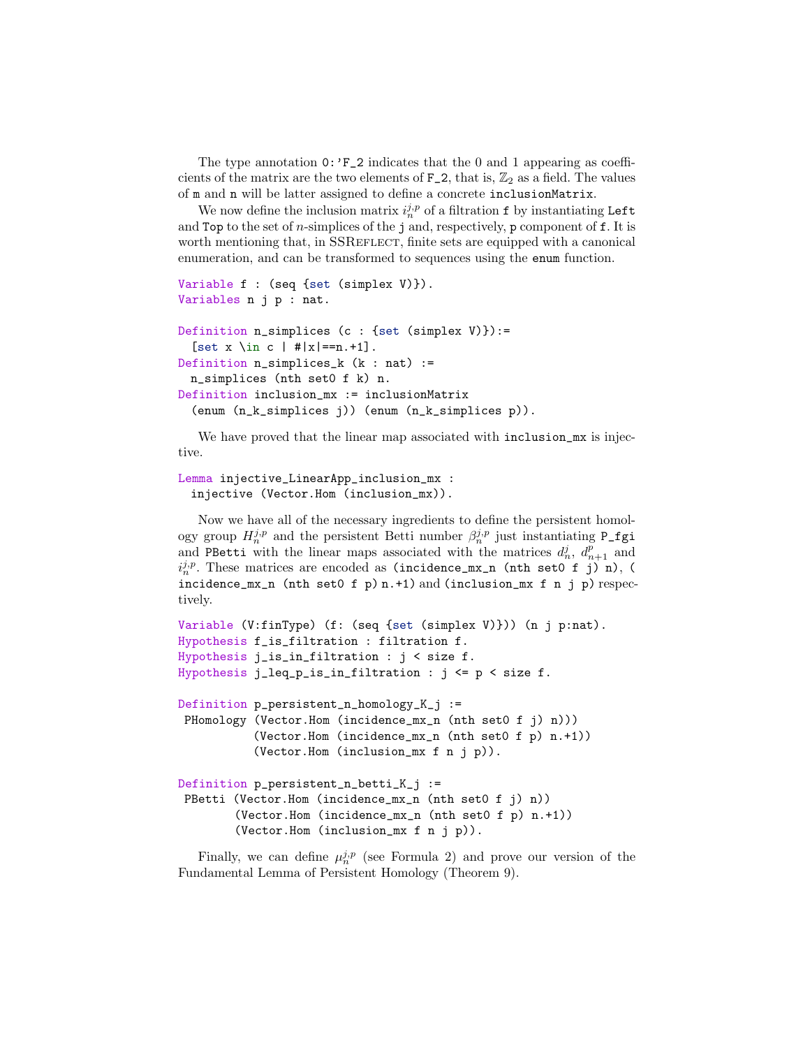The type annotation `0:'F_2` indicates that the 0 and 1 appearing as coefficients of the matrix are the two elements of `F_2`, that is, $\mathbb{Z}_2$ as a field. The values of `m` and `n` will be latter assigned to define a concrete `inclusionMatrix`.

We now define the inclusion matrix $i_n^{j,p}$ of a filtration `f` by instantiating `Left` and `Top` to the set of $n$-simplices of the `j` and, respectively, `p` component of `f`. It is worth mentioning that, in SSReflect, finite sets are equipped with a canonical enumeration, and can be transformed to sequences using the `enum` function.

```
Variable f : (seq {set (simplex V)}).
Variables n j p : nat.

Definition n_simplices (c : {set (simplex V)}):=
  [set x \in c | #|x|==n.+1].
Definition n_simplices_k (k : nat) :=
  n_simplices (nth set0 f k) n.
Definition inclusion_mx := inclusionMatrix
  (enum (n_k_simplices j)) (enum (n_k_simplices p)).
```

We have proved that the linear map associated with `inclusion_mx` is injective.

```
Lemma injective_LinearApp_inclusion_mx :
  injective (Vector.Hom (inclusion_mx)).
```

Now we have all of the necessary ingredients to define the persistent homology group $H_n^{j,p}$ and the persistent Betti number $\beta_n^{j,p}$ just instantiating `P_fgi` and `PBetti` with the linear maps associated with the matrices $d_n^j$, $d_{n+1}^p$ and $i_n^{j,p}$. These matrices are encoded as `(incidence_mx_n (nth set0 f j) n)`, `(incidence_mx_n (nth set0 f p) n.+1)` and `(inclusion_mx f n j p)` respectively.

```
Variable (V:finType) (f: (seq {set (simplex V)})) (n j p:nat).
Hypothesis f_is_filtration : filtration f.
Hypothesis j_is_in_filtration : j < size f.
Hypothesis j_leq_p_is_in_filtration : j <= p < size f.

Definition p_persistent_n_homology_K_j :=
 PHomology (Vector.Hom (incidence_mx_n (nth set0 f j) n)))
           (Vector.Hom (incidence_mx_n (nth set0 f p) n.+1))
           (Vector.Hom (inclusion_mx f n j p)).

Definition p_persistent_n_betti_K_j :=
 PBetti (Vector.Hom (incidence_mx_n (nth set0 f j) n))
        (Vector.Hom (incidence_mx_n (nth set0 f p) n.+1))
        (Vector.Hom (inclusion_mx f n j p)).
```

Finally, we can define $\mu_n^{j,p}$ (see Formula 2) and prove our version of the Fundamental Lemma of Persistent Homology (Theorem 9).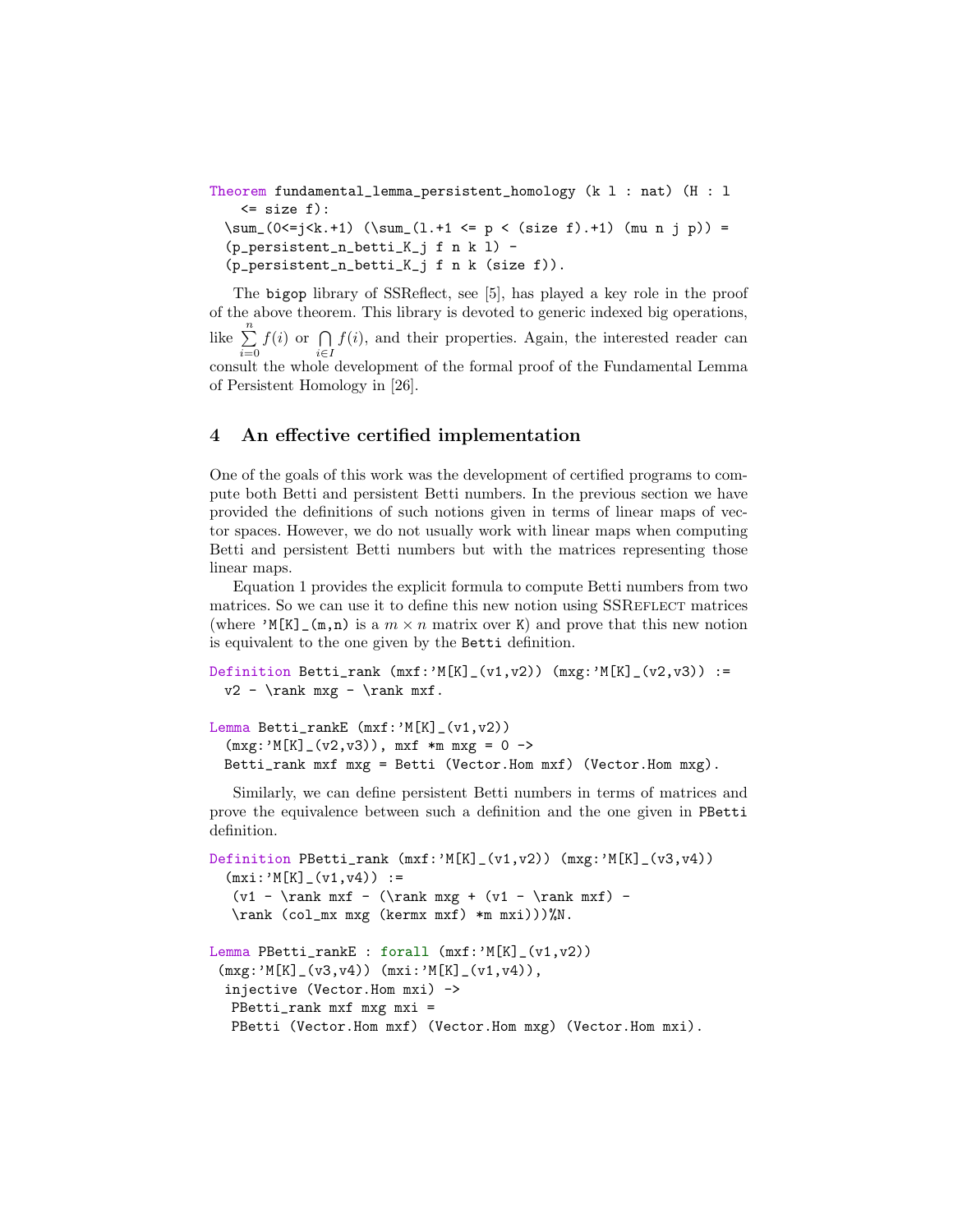```
Theorem fundamental_lemma_persistent_homology (k l : nat) (H : l
    <= size f):
  \sum_(0<=j<k.+1) (\sum_(l.+1 <= p < (size f).+1) (mu n j p)) =
  (p_persistent_n_betti_K_j f n k l) -
  (p_persistent_n_betti_K_j f n k (size f)).
```

The bigop library of SSReflect, see [5], has played a key role in the proof of the above theorem. This library is devoted to generic indexed big operations, like $\sum_{i=0}^{n} f(i)$ or $\bigcap_{i \in I} f(i)$, and their properties. Again, the interested reader can consult the whole development of the formal proof of the Fundamental Lemma of Persistent Homology in [26].

## 4 An effective certified implementation

One of the goals of this work was the development of certified programs to compute both Betti and persistent Betti numbers. In the previous section we have provided the definitions of such notions given in terms of linear maps of vector spaces. However, we do not usually work with linear maps when computing Betti and persistent Betti numbers but with the matrices representing those linear maps.

Equation 1 provides the explicit formula to compute Betti numbers from two matrices. So we can use it to define this new notion using SSReflect matrices (where 'M[K]_(m,n) is a $m \times n$ matrix over K) and prove that this new notion is equivalent to the one given by the Betti definition.

```
Definition Betti_rank (mxf:'M[K]_(v1,v2)) (mxg:'M[K]_(v2,v3)) :=
  v2 - \rank mxg - \rank mxf.

Lemma Betti_rankE (mxf:'M[K]_(v1,v2))
  (mxg:'M[K]_(v2,v3)), mxf *m mxg = 0 ->
  Betti_rank mxf mxg = Betti (Vector.Hom mxf) (Vector.Hom mxg).
```

Similarly, we can define persistent Betti numbers in terms of matrices and prove the equivalence between such a definition and the one given in PBetti definition.

```
Definition PBetti_rank (mxf:'M[K]_(v1,v2)) (mxg:'M[K]_(v3,v4))
  (mxi:'M[K]_(v1,v4)) :=
   (v1 - \rank mxf - (\rank mxg + (v1 - \rank mxf) -
   \rank (col_mx mxg (kermx mxf) *m mxi)))%N.

Lemma PBetti_rankE : forall (mxf:'M[K]_(v1,v2))
 (mxg:'M[K]_(v3,v4)) (mxi:'M[K]_(v1,v4)),
  injective (Vector.Hom mxi) ->
   PBetti_rank mxf mxg mxi =
   PBetti (Vector.Hom mxf) (Vector.Hom mxg) (Vector.Hom mxi).
```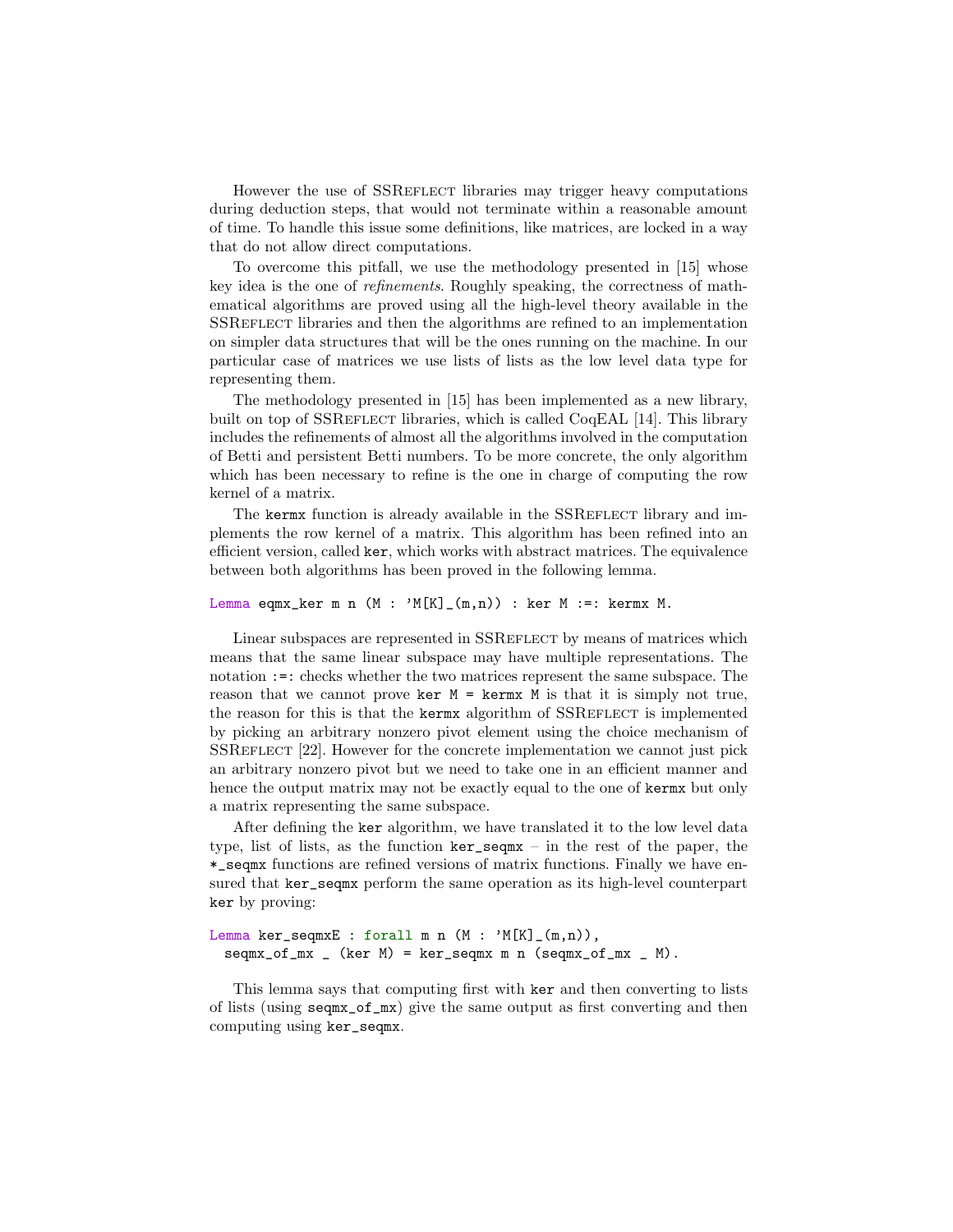However the use of SSReflect libraries may trigger heavy computations during deduction steps, that would not terminate within a reasonable amount of time. To handle this issue some definitions, like matrices, are locked in a way that do not allow direct computations.

To overcome this pitfall, we use the methodology presented in [15] whose key idea is the one of *refinements*. Roughly speaking, the correctness of mathematical algorithms are proved using all the high-level theory available in the SSReflect libraries and then the algorithms are refined to an implementation on simpler data structures that will be the ones running on the machine. In our particular case of matrices we use lists of lists as the low level data type for representing them.

The methodology presented in [15] has been implemented as a new library, built on top of SSReflect libraries, which is called CoqEAL [14]. This library includes the refinements of almost all the algorithms involved in the computation of Betti and persistent Betti numbers. To be more concrete, the only algorithm which has been necessary to refine is the one in charge of computing the row kernel of a matrix.

The `kermx` function is already available in the SSReflect library and implements the row kernel of a matrix. This algorithm has been refined into an efficient version, called `ker`, which works with abstract matrices. The equivalence between both algorithms has been proved in the following lemma.

```
Lemma eqmx_ker m n (M : 'M[K]_(m,n)) : ker M :=: kermx M.
```

Linear subspaces are represented in SSReflect by means of matrices which means that the same linear subspace may have multiple representations. The notation `:=:` checks whether the two matrices represent the same subspace. The reason that we cannot prove `ker M = kermx M` is that it is simply not true, the reason for this is that the `kermx` algorithm of SSReflect is implemented by picking an arbitrary nonzero pivot element using the choice mechanism of SSReflect [22]. However for the concrete implementation we cannot just pick an arbitrary nonzero pivot but we need to take one in an efficient manner and hence the output matrix may not be exactly equal to the one of `kermx` but only a matrix representing the same subspace.

After defining the `ker` algorithm, we have translated it to the low level data type, list of lists, as the function `ker_seqmx` – in the rest of the paper, the `*_seqmx` functions are refined versions of matrix functions. Finally we have ensured that `ker_seqmx` perform the same operation as its high-level counterpart `ker` by proving:

```
Lemma ker_seqmxE : forall m n (M : 'M[K]_(m,n)),
  seqmx_of_mx _ (ker M) = ker_seqmx m n (seqmx_of_mx _ M).
```

This lemma says that computing first with `ker` and then converting to lists of lists (using `seqmx_of_mx`) give the same output as first converting and then computing using `ker_seqmx`.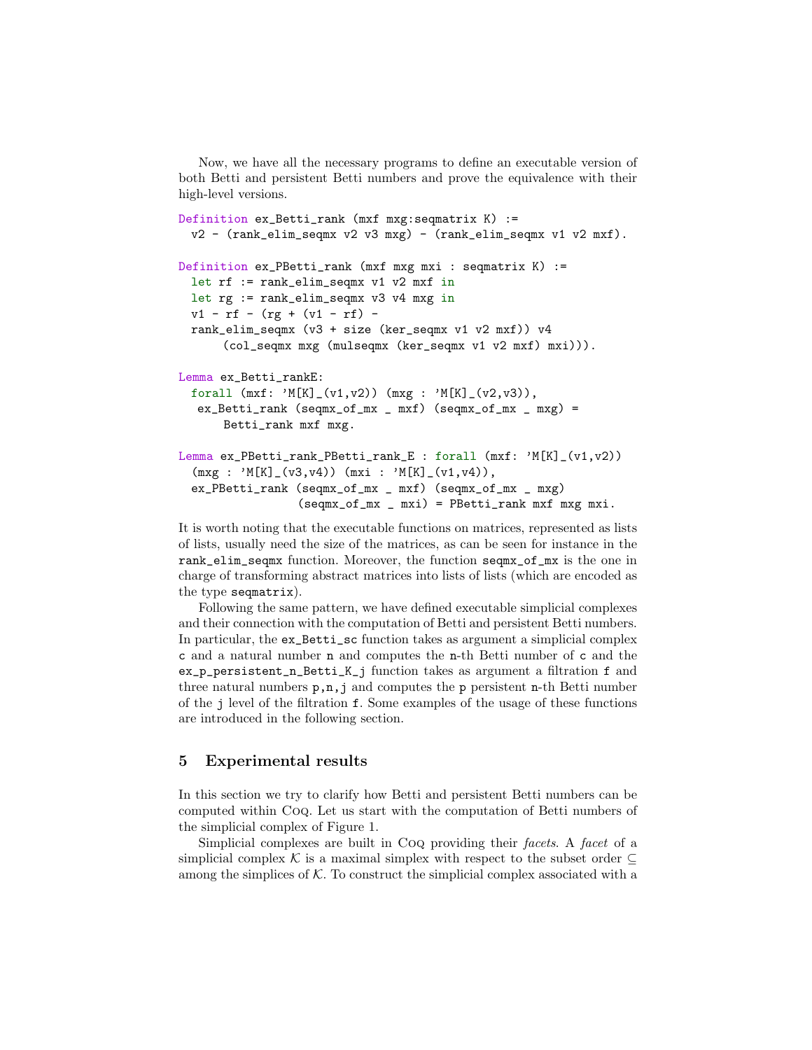Now, we have all the necessary programs to define an executable version of both Betti and persistent Betti numbers and prove the equivalence with their high-level versions.

```
Definition ex_Betti_rank (mxf mxg:seqmatrix K) :=
  v2 - (rank_elim_seqmx v2 v3 mxg) - (rank_elim_seqmx v1 v2 mxf).

Definition ex_PBetti_rank (mxf mxg mxi : seqmatrix K) :=
  let rf := rank_elim_seqmx v1 v2 mxf in
  let rg := rank_elim_seqmx v3 v4 mxg in
  v1 - rf - (rg + (v1 - rf) -
  rank_elim_seqmx (v3 + size (ker_seqmx v1 v2 mxf)) v4
       (col_seqmx mxg (mulseqmx (ker_seqmx v1 v2 mxf) mxi))).

Lemma ex_Betti_rankE:
  forall (mxf: 'M[K]_(v1,v2)) (mxg : 'M[K]_(v2,v3)),
   ex_Betti_rank (seqmx_of_mx _ mxf) (seqmx_of_mx _ mxg) =
       Betti_rank mxf mxg.

Lemma ex_PBetti_rank_PBetti_rank_E : forall (mxf: 'M[K]_(v1,v2))
  (mxg : 'M[K]_(v3,v4)) (mxi : 'M[K]_(v1,v4)),
  ex_PBetti_rank (seqmx_of_mx _ mxf) (seqmx_of_mx _ mxg)
                 (seqmx_of_mx _ mxi) = PBetti_rank mxf mxg mxi.
```

It is worth noting that the executable functions on matrices, represented as lists of lists, usually need the size of the matrices, as can be seen for instance in the `rank_elim_seqmx` function. Moreover, the function `seqmx_of_mx` is the one in charge of transforming abstract matrices into lists of lists (which are encoded as the type `seqmatrix`).

Following the same pattern, we have defined executable simplicial complexes and their connection with the computation of Betti and persistent Betti numbers. In particular, the `ex_Betti_sc` function takes as argument a simplicial complex `c` and a natural number `n` and computes the `n`-th Betti number of `c` and the `ex_p_persistent_n_Betti_K_j` function takes as argument a filtration `f` and three natural numbers `p,n,j` and computes the `p` persistent `n`-th Betti number of the `j` level of the filtration `f`. Some examples of the usage of these functions are introduced in the following section.

## 5 Experimental results

In this section we try to clarify how Betti and persistent Betti numbers can be computed within Coq. Let us start with the computation of Betti numbers of the simplicial complex of Figure 1.

Simplicial complexes are built in Coq providing their *facets*. A *facet* of a simplicial complex $\mathcal{K}$ is a maximal simplex with respect to the subset order $\subseteq$ among the simplices of $\mathcal{K}$. To construct the simplicial complex associated with a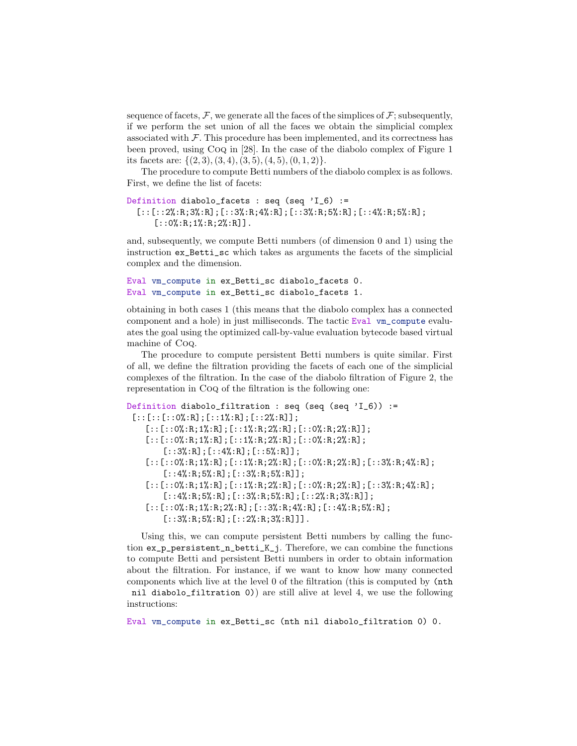sequence of facets, $\mathcal{F}$, we generate all the faces of the simplices of $\mathcal{F}$; subsequently, if we perform the set union of all the faces we obtain the simplicial complex associated with $\mathcal{F}$. This procedure has been implemented, and its correctness has been proved, using Coq in [28]. In the case of the diabolo complex of Figure 1 its facets are: $\{(2,3),(3,4),(3,5),(4,5),(0,1,2)\}$.

The procedure to compute Betti numbers of the diabolo complex is as follows. First, we define the list of facets:

```
Definition diabolo_facets : seq (seq 'I_6) :=
  [::[::2%:R;3%:R];[::3%:R;4%:R];[::3%:R;5%:R];[::4%:R;5%:R];
     [::0%:R;1%:R;2%:R]].
```

and, subsequently, we compute Betti numbers (of dimension 0 and 1) using the instruction `ex_Betti_sc` which takes as arguments the facets of the simplicial complex and the dimension.

```
Eval vm_compute in ex_Betti_sc diabolo_facets 0.
Eval vm_compute in ex_Betti_sc diabolo_facets 1.
```

obtaining in both cases 1 (this means that the diabolo complex has a connected component and a hole) in just milliseconds. The tactic `Eval vm_compute` evaluates the goal using the optimized call-by-value evaluation bytecode based virtual machine of Coq.

The procedure to compute persistent Betti numbers is quite similar. First of all, we define the filtration providing the facets of each one of the simplicial complexes of the filtration. In the case of the diabolo filtration of Figure 2, the representation in Coq of the filtration is the following one:

```
Definition diabolo_filtration : seq (seq (seq 'I_6)) :=
 [::[::[::0%:R];[::1%:R];[::2%:R]];
    [::[::0%:R;1%:R];[::1%:R;2%:R];[::0%:R;2%:R]];
    [::[::0%:R;1%:R];[::1%:R;2%:R];[::0%:R;2%:R];
        [::3%:R];[::4%:R];[::5%:R]];
    [::[::0%:R;1%:R];[::1%:R;2%:R];[::0%:R;2%:R];[::3%:R;4%:R];
        [::4%:R;5%:R];[::3%:R;5%:R]];
    [::[::0%:R;1%:R];[::1%:R;2%:R];[::0%:R;2%:R];[::3%:R;4%:R];
        [::4%:R;5%:R];[::3%:R;5%:R];[::2%:R;3%:R]];
    [::[::0%:R;1%:R;2%:R];[::3%:R;4%:R];[::4%:R;5%:R];
        [::3%:R;5%:R];[::2%:R;3%:R]]].
```

Using this, we can compute persistent Betti numbers by calling the function `ex_p_persistent_n_betti_K_j`. Therefore, we can combine the functions to compute Betti and persistent Betti numbers in order to obtain information about the filtration. For instance, if we want to know how many connected components which live at the level 0 of the filtration (this is computed by `(nth nil diabolo_filtration 0)`) are still alive at level 4, we use the following instructions:

```
Eval vm_compute in ex_Betti_sc (nth nil diabolo_filtration 0) 0.
```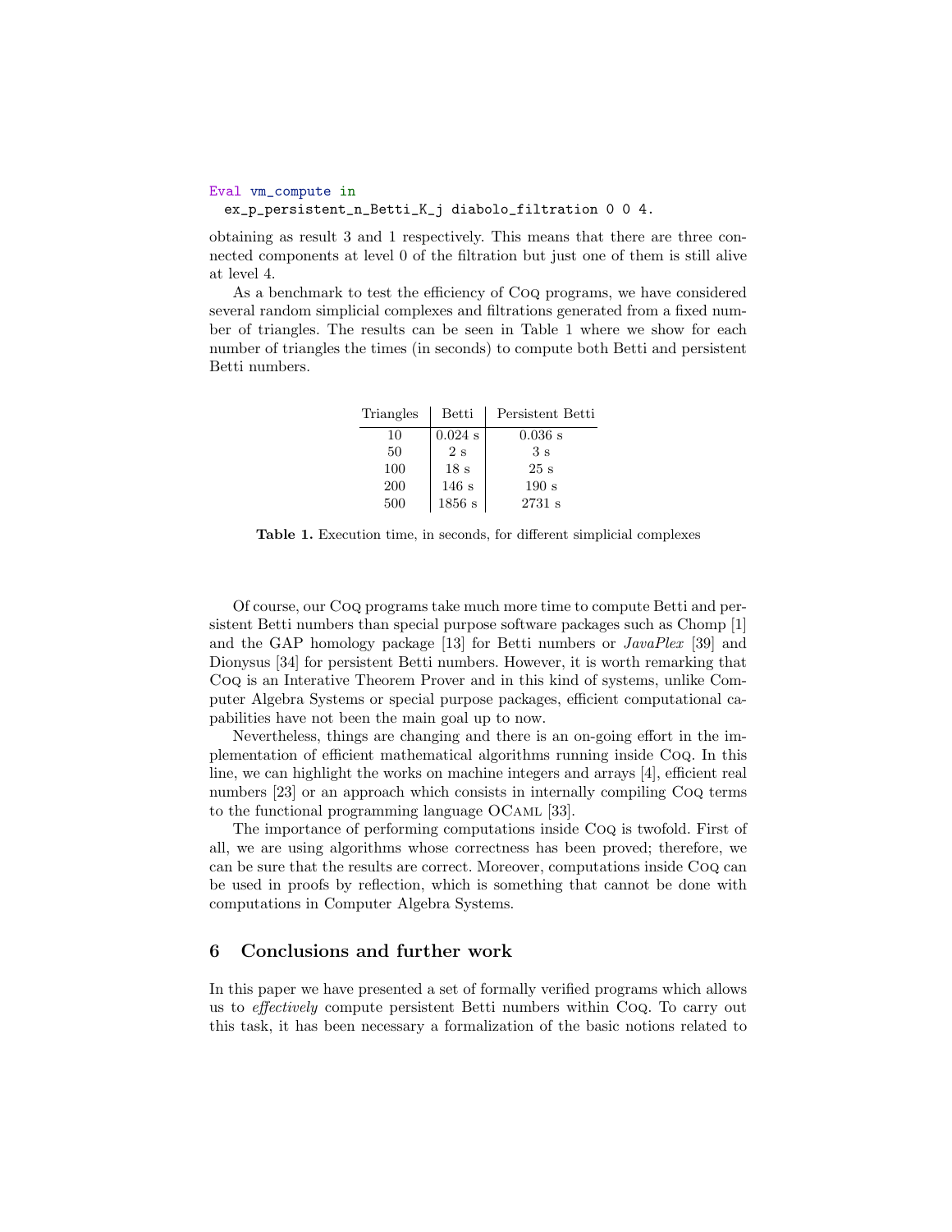```
Eval vm_compute in
  ex_p_persistent_n_Betti_K_j diabolo_filtration 0 0 4.
```

obtaining as result 3 and 1 respectively. This means that there are three connected components at level 0 of the filtration but just one of them is still alive at level 4.

As a benchmark to test the efficiency of Coq programs, we have considered several random simplicial complexes and filtrations generated from a fixed number of triangles. The results can be seen in Table 1 where we show for each number of triangles the times (in seconds) to compute both Betti and persistent Betti numbers.

| Triangles | Betti | Persistent Betti |
|---|---|---|
| 10 | 0.024 s | 0.036 s |
| 50 | 2 s | 3 s |
| 100 | 18 s | 25 s |
| 200 | 146 s | 190 s |
| 500 | 1856 s | 2731 s |

**Table 1.** Execution time, in seconds, for different simplicial complexes

Of course, our Coq programs take much more time to compute Betti and persistent Betti numbers than special purpose software packages such as Chomp [1] and the GAP homology package [13] for Betti numbers or *JavaPlex* [39] and Dionysus [34] for persistent Betti numbers. However, it is worth remarking that Coq is an Interative Theorem Prover and in this kind of systems, unlike Computer Algebra Systems or special purpose packages, efficient computational capabilities have not been the main goal up to now.

Nevertheless, things are changing and there is an on-going effort in the implementation of efficient mathematical algorithms running inside Coq. In this line, we can highlight the works on machine integers and arrays [4], efficient real numbers [23] or an approach which consists in internally compiling Coq terms to the functional programming language OCaml [33].

The importance of performing computations inside Coq is twofold. First of all, we are using algorithms whose correctness has been proved; therefore, we can be sure that the results are correct. Moreover, computations inside Coq can be used in proofs by reflection, which is something that cannot be done with computations in Computer Algebra Systems.

## 6 Conclusions and further work

In this paper we have presented a set of formally verified programs which allows us to *effectively* compute persistent Betti numbers within Coq. To carry out this task, it has been necessary a formalization of the basic notions related to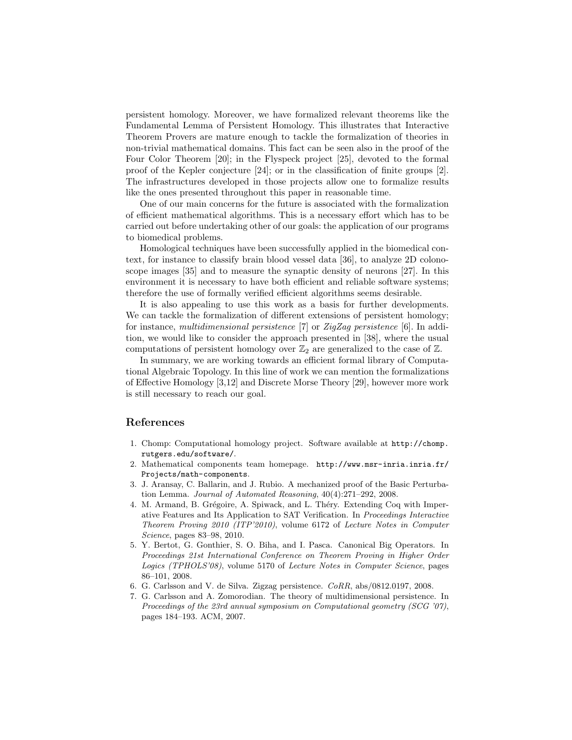persistent homology. Moreover, we have formalized relevant theorems like the Fundamental Lemma of Persistent Homology. This illustrates that Interactive Theorem Provers are mature enough to tackle the formalization of theories in non-trivial mathematical domains. This fact can be seen also in the proof of the Four Color Theorem [20]; in the Flyspeck project [25], devoted to the formal proof of the Kepler conjecture [24]; or in the classification of finite groups [2]. The infrastructures developed in those projects allow one to formalize results like the ones presented throughout this paper in reasonable time.

One of our main concerns for the future is associated with the formalization of efficient mathematical algorithms. This is a necessary effort which has to be carried out before undertaking other of our goals: the application of our programs to biomedical problems.

Homological techniques have been successfully applied in the biomedical context, for instance to classify brain blood vessel data [36], to analyze 2D colonoscope images [35] and to measure the synaptic density of neurons [27]. In this environment it is necessary to have both efficient and reliable software systems; therefore the use of formally verified efficient algorithms seems desirable.

It is also appealing to use this work as a basis for further developments. We can tackle the formalization of different extensions of persistent homology; for instance, *multidimensional persistence* [7] or *ZigZag persistence* [6]. In addition, we would like to consider the approach presented in [38], where the usual computations of persistent homology over $\mathbb{Z}_2$ are generalized to the case of $\mathbb{Z}$.

In summary, we are working towards an efficient formal library of Computational Algebraic Topology. In this line of work we can mention the formalizations of Effective Homology [3,12] and Discrete Morse Theory [29], however more work is still necessary to reach our goal.

## References

1. Chomp: Computational homology project. Software available at `http://chomp.rutgers.edu/software/`.
2. Mathematical components team homepage. `http://www.msr-inria.inria.fr/Projects/math-components`.
3. J. Aransay, C. Ballarin, and J. Rubio. A mechanized proof of the Basic Perturbation Lemma. *Journal of Automated Reasoning*, 40(4):271–292, 2008.
4. M. Armand, B. Grégoire, A. Spiwack, and L. Théry. Extending Coq with Imperative Features and Its Application to SAT Verification. In *Proceedings Interactive Theorem Proving 2010 (ITP'2010)*, volume 6172 of *Lecture Notes in Computer Science*, pages 83–98, 2010.
5. Y. Bertot, G. Gonthier, S. O. Biha, and I. Pasca. Canonical Big Operators. In *Proceedings 21st International Conference on Theorem Proving in Higher Order Logics (TPHOLS'08)*, volume 5170 of *Lecture Notes in Computer Science*, pages 86–101, 2008.
6. G. Carlsson and V. de Silva. Zigzag persistence. *CoRR*, abs/0812.0197, 2008.
7. G. Carlsson and A. Zomorodian. The theory of multidimensional persistence. In *Proceedings of the 23rd annual symposium on Computational geometry (SCG '07)*, pages 184–193. ACM, 2007.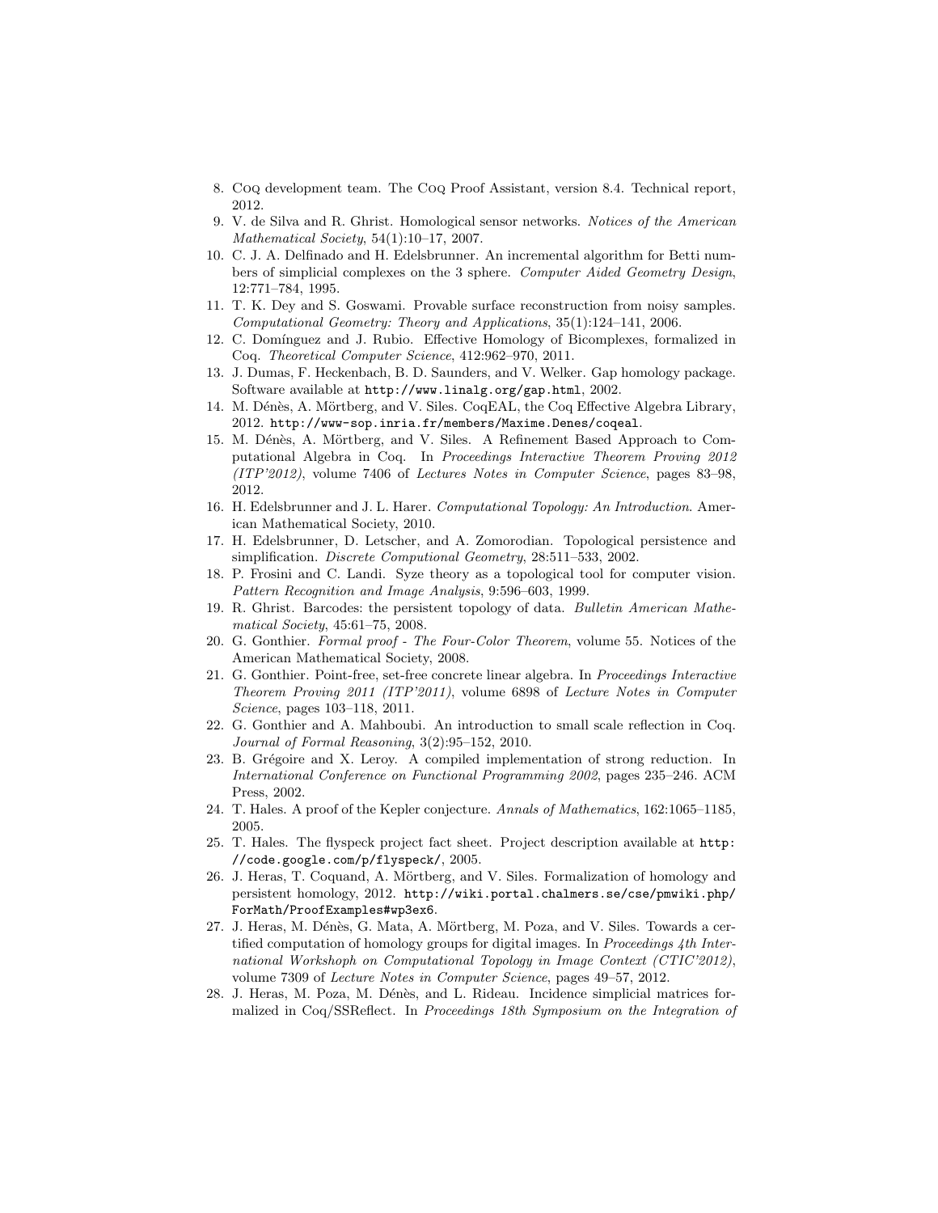8. Coq development team. The Coq Proof Assistant, version 8.4. Technical report, 2012.
9. V. de Silva and R. Ghrist. Homological sensor networks. *Notices of the American Mathematical Society*, 54(1):10–17, 2007.
10. C. J. A. Delfinado and H. Edelsbrunner. An incremental algorithm for Betti numbers of simplicial complexes on the 3 sphere. *Computer Aided Geometry Design*, 12:771–784, 1995.
11. T. K. Dey and S. Goswami. Provable surface reconstruction from noisy samples. *Computational Geometry: Theory and Applications*, 35(1):124–141, 2006.
12. C. Domínguez and J. Rubio. Effective Homology of Bicomplexes, formalized in Coq. *Theoretical Computer Science*, 412:962–970, 2011.
13. J. Dumas, F. Heckenbach, B. D. Saunders, and V. Welker. Gap homology package. Software available at `http://www.linalg.org/gap.html`, 2002.
14. M. Dénès, A. Mörtberg, and V. Siles. CoqEAL, the Coq Effective Algebra Library, 2012. `http://www-sop.inria.fr/members/Maxime.Denes/coqeal`.
15. M. Dénès, A. Mörtberg, and V. Siles. A Refinement Based Approach to Computational Algebra in Coq. In *Proceedings Interactive Theorem Proving 2012 (ITP'2012)*, volume 7406 of *Lectures Notes in Computer Science*, pages 83–98, 2012.
16. H. Edelsbrunner and J. L. Harer. *Computational Topology: An Introduction*. American Mathematical Society, 2010.
17. H. Edelsbrunner, D. Letscher, and A. Zomorodian. Topological persistence and simplification. *Discrete Computional Geometry*, 28:511–533, 2002.
18. P. Frosini and C. Landi. Syze theory as a topological tool for computer vision. *Pattern Recognition and Image Analysis*, 9:596–603, 1999.
19. R. Ghrist. Barcodes: the persistent topology of data. *Bulletin American Mathematical Society*, 45:61–75, 2008.
20. G. Gonthier. *Formal proof - The Four-Color Theorem*, volume 55. Notices of the American Mathematical Society, 2008.
21. G. Gonthier. Point-free, set-free concrete linear algebra. In *Proceedings Interactive Theorem Proving 2011 (ITP'2011)*, volume 6898 of *Lecture Notes in Computer Science*, pages 103–118, 2011.
22. G. Gonthier and A. Mahboubi. An introduction to small scale reflection in Coq. *Journal of Formal Reasoning*, 3(2):95–152, 2010.
23. B. Grégoire and X. Leroy. A compiled implementation of strong reduction. In *International Conference on Functional Programming 2002*, pages 235–246. ACM Press, 2002.
24. T. Hales. A proof of the Kepler conjecture. *Annals of Mathematics*, 162:1065–1185, 2005.
25. T. Hales. The flyspeck project fact sheet. Project description available at `http://code.google.com/p/flyspeck/`, 2005.
26. J. Heras, T. Coquand, A. Mörtberg, and V. Siles. Formalization of homology and persistent homology, 2012. `http://wiki.portal.chalmers.se/cse/pmwiki.php/ForMath/ProofExamples#wp3ex6`.
27. J. Heras, M. Dénès, G. Mata, A. Mörtberg, M. Poza, and V. Siles. Towards a certified computation of homology groups for digital images. In *Proceedings 4th International Workshoph on Computational Topology in Image Context (CTIC'2012)*, volume 7309 of *Lecture Notes in Computer Science*, pages 49–57, 2012.
28. J. Heras, M. Poza, M. Dénès, and L. Rideau. Incidence simplicial matrices formalized in Coq/SSReflect. In *Proceedings 18th Symposium on the Integration of*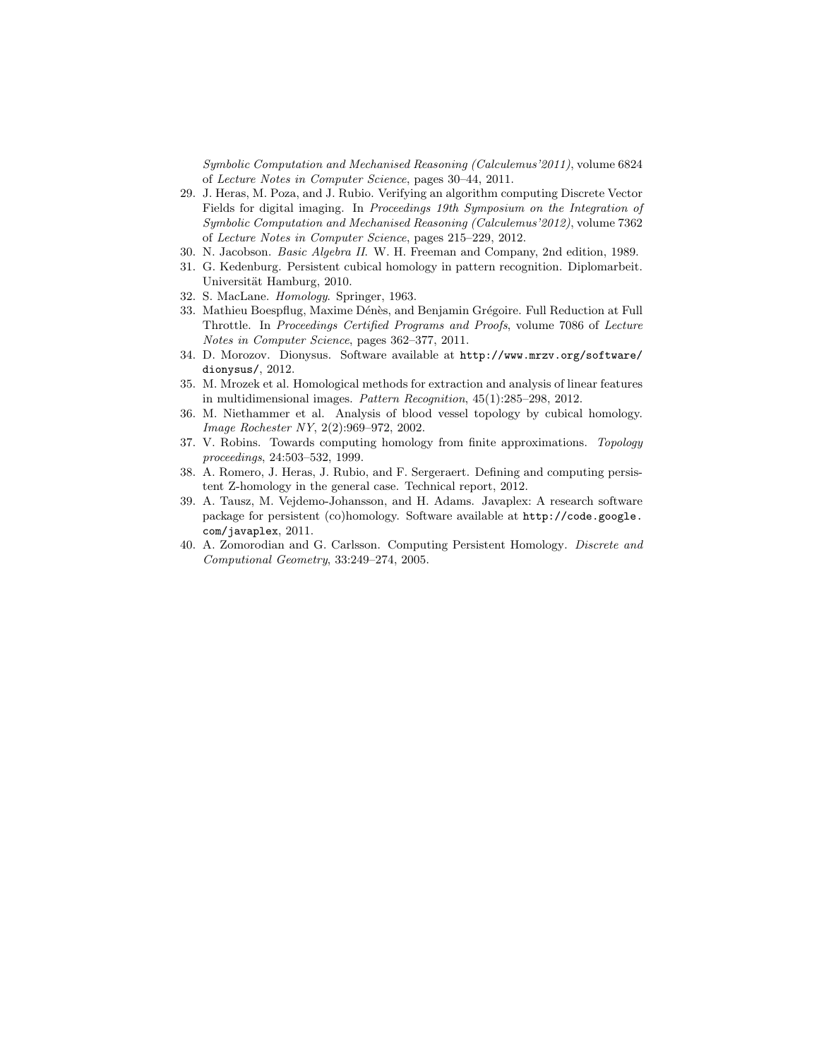*Symbolic Computation and Mechanised Reasoning (Calculemus'2011)*, volume 6824 of *Lecture Notes in Computer Science*, pages 30–44, 2011.

29. J. Heras, M. Poza, and J. Rubio. Verifying an algorithm computing Discrete Vector Fields for digital imaging. In *Proceedings 19th Symposium on the Integration of Symbolic Computation and Mechanised Reasoning (Calculemus'2012)*, volume 7362 of *Lecture Notes in Computer Science*, pages 215–229, 2012.
30. N. Jacobson. *Basic Algebra II*. W. H. Freeman and Company, 2nd edition, 1989.
31. G. Kedenburg. Persistent cubical homology in pattern recognition. Diplomarbeit. Universität Hamburg, 2010.
32. S. MacLane. *Homology*. Springer, 1963.
33. Mathieu Boespflug, Maxime Dénès, and Benjamin Grégoire. Full Reduction at Full Throttle. In *Proceedings Certified Programs and Proofs*, volume 7086 of *Lecture Notes in Computer Science*, pages 362–377, 2011.
34. D. Morozov. Dionysus. Software available at `http://www.mrzv.org/software/dionysus/`, 2012.
35. M. Mrozek et al. Homological methods for extraction and analysis of linear features in multidimensional images. *Pattern Recognition*, 45(1):285–298, 2012.
36. M. Niethammer et al. Analysis of blood vessel topology by cubical homology. *Image Rochester NY*, 2(2):969–972, 2002.
37. V. Robins. Towards computing homology from finite approximations. *Topology proceedings*, 24:503–532, 1999.
38. A. Romero, J. Heras, J. Rubio, and F. Sergeraert. Defining and computing persistent Z-homology in the general case. Technical report, 2012.
39. A. Tausz, M. Vejdemo-Johansson, and H. Adams. Javaplex: A research software package for persistent (co)homology. Software available at `http://code.google.com/javaplex`, 2011.
40. A. Zomorodian and G. Carlsson. Computing Persistent Homology. *Discrete and Computional Geometry*, 33:249–274, 2005.